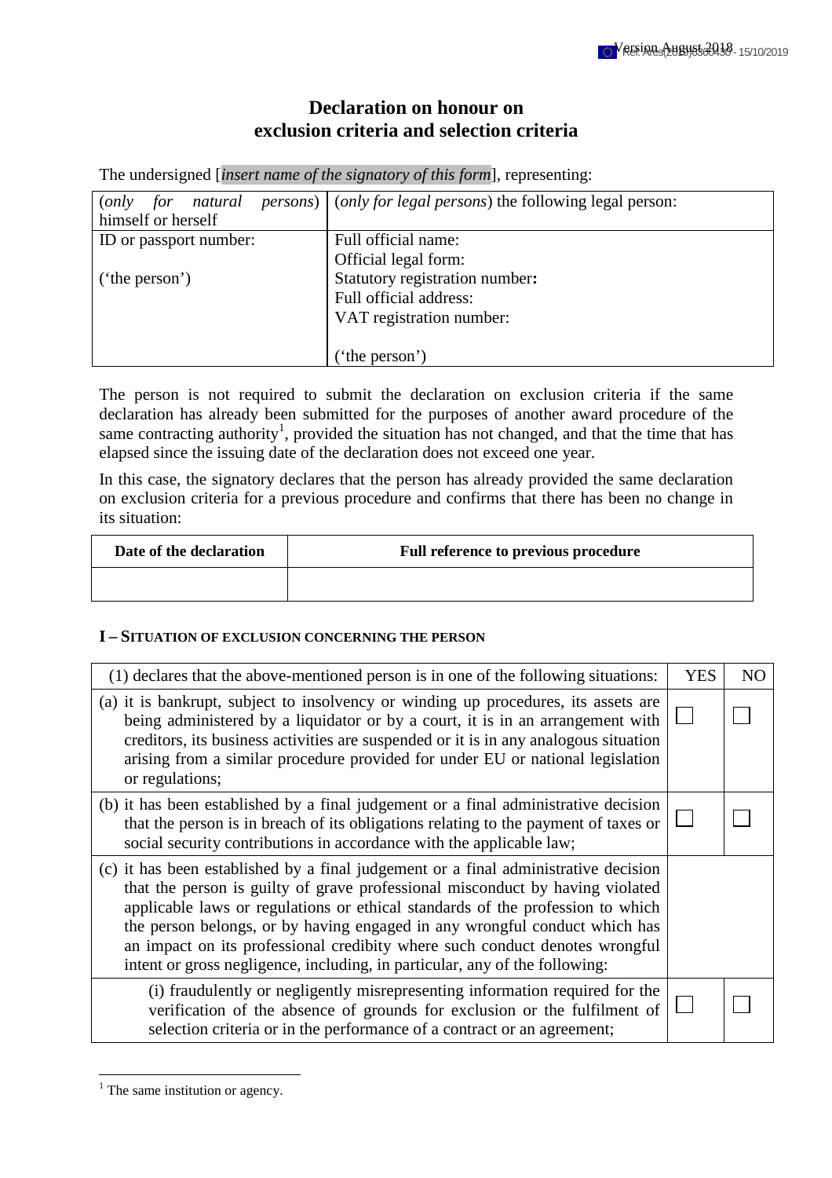# Declaration on honour on exclusion criteria and selection criteria

The undersigned [*insert name of the signatory of this form*], representing:

| (*only for natural persons*) himself or herself | (*only for legal persons*) the following legal person: |
|---|---|
| ID or passport number:<br><br>('the person') | Full official name:<br>Official legal form:<br>Statutory registration number:<br>Full official address:<br>VAT registration number:<br><br>('the person') |

The person is not required to submit the declaration on exclusion criteria if the same declaration has already been submitted for the purposes of another award procedure of the same contracting authority[1], provided the situation has not changed, and that the time that has elapsed since the issuing date of the declaration does not exceed one year.

In this case, the signatory declares that the person has already provided the same declaration on exclusion criteria for a previous procedure and confirms that there has been no change in its situation:

| Date of the declaration | Full reference to previous procedure |
|---|---|
| | |

## I – Situation of exclusion concerning the person

| (1) declares that the above-mentioned person is in one of the following situations: | YES | NO |
|---|---|---|
| (a) it is bankrupt, subject to insolvency or winding up procedures, its assets are being administered by a liquidator or by a court, it is in an arrangement with creditors, its business activities are suspended or it is in any analogous situation arising from a similar procedure provided for under EU or national legislation or regulations; | ☐ | ☐ |
| (b) it has been established by a final judgement or a final administrative decision that the person is in breach of its obligations relating to the payment of taxes or social security contributions in accordance with the applicable law; | ☐ | ☐ |
| (c) it has been established by a final judgement or a final administrative decision that the person is guilty of grave professional misconduct by having violated applicable laws or regulations or ethical standards of the profession to which the person belongs, or by having engaged in any wrongful conduct which has an impact on its professional credibility where such conduct denotes wrongful intent or gross negligence, including, in particular, any of the following: | | |
| (i) fraudulently or negligently misrepresenting information required for the verification of the absence of grounds for exclusion or the fulfilment of selection criteria or in the performance of a contract or an agreement; | ☐ | ☐ |

[1] The same institution or agency.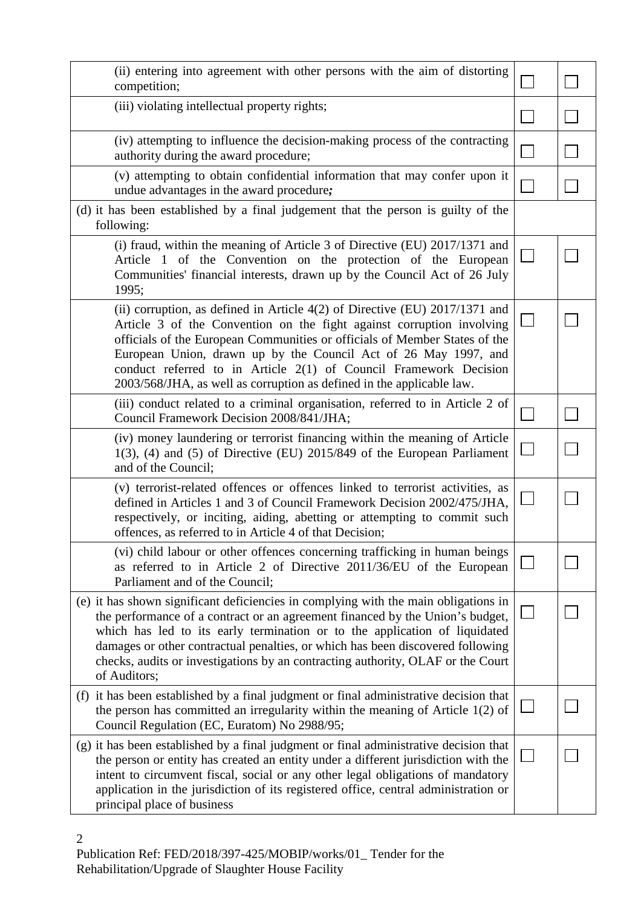| | | |
|---|---|---|
| (ii) entering into agreement with other persons with the aim of distorting competition; | ☐ | ☐ |
| (iii) violating intellectual property rights; | ☐ | ☐ |
| (iv) attempting to influence the decision-making process of the contracting authority during the award procedure; | ☐ | ☐ |
| (v) attempting to obtain confidential information that may confer upon it undue advantages in the award procedure***;*** | ☐ | ☐ |
| (d) it has been established by a final judgement that the person is guilty of the following: | | |
| (i) fraud, within the meaning of Article 3 of Directive (EU) 2017/1371 and Article 1 of the Convention on the protection of the European Communities' financial interests, drawn up by the Council Act of 26 July 1995; | ☐ | ☐ |
| (ii) corruption, as defined in Article 4(2) of Directive (EU) 2017/1371 and Article 3 of the Convention on the fight against corruption involving officials of the European Communities or officials of Member States of the European Union, drawn up by the Council Act of 26 May 1997, and conduct referred to in Article 2(1) of Council Framework Decision 2003/568/JHA, as well as corruption as defined in the applicable law. | ☐ | ☐ |
| (iii) conduct related to a criminal organisation, referred to in Article 2 of Council Framework Decision 2008/841/JHA; | ☐ | ☐ |
| (iv) money laundering or terrorist financing within the meaning of Article 1(3), (4) and (5) of Directive (EU) 2015/849 of the European Parliament and of the Council; | ☐ | ☐ |
| (v) terrorist-related offences or offences linked to terrorist activities, as defined in Articles 1 and 3 of Council Framework Decision 2002/475/JHA, respectively, or inciting, aiding, abetting or attempting to commit such offences, as referred to in Article 4 of that Decision; | ☐ | ☐ |
| (vi) child labour or other offences concerning trafficking in human beings as referred to in Article 2 of Directive 2011/36/EU of the European Parliament and of the Council; | ☐ | ☐ |
| (e) it has shown significant deficiencies in complying with the main obligations in the performance of a contract or an agreement financed by the Union's budget, which has led to its early termination or to the application of liquidated damages or other contractual penalties, or which has been discovered following checks, audits or investigations by an contracting authority, OLAF or the Court of Auditors; | ☐ | ☐ |
| (f) it has been established by a final judgment or final administrative decision that the person has committed an irregularity within the meaning of Article 1(2) of Council Regulation (EC, Euratom) No 2988/95; | ☐ | ☐ |
| (g) it has been established by a final judgment or final administrative decision that the person or entity has created an entity under a different jurisdiction with the intent to circumvent fiscal, social or any other legal obligations of mandatory application in the jurisdiction of its registered office, central administration or principal place of business | ☐ | ☐ |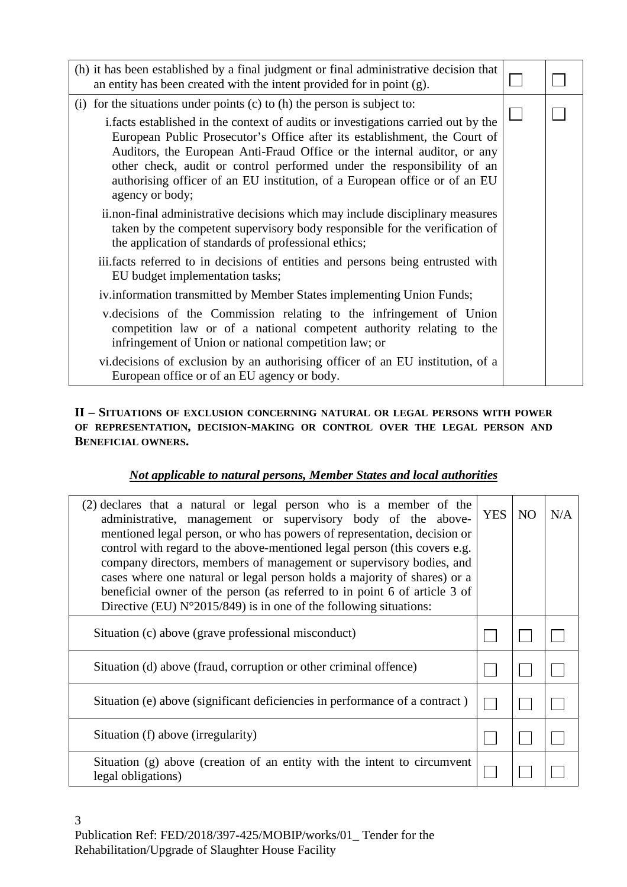| | | |
|---|---|---|
| (h) it has been established by a final judgment or final administrative decision that an entity has been created with the intent provided for in point (g). | ☐ | ☐ |
| (i) for the situations under points (c) to (h) the person is subject to:<br>i. facts established in the context of audits or investigations carried out by the European Public Prosecutor's Office after its establishment, the Court of Auditors, the European Anti-Fraud Office or the internal auditor, or any other check, audit or control performed under the responsibility of an authorising officer of an EU institution, of a European office or of an EU agency or body;<br>ii. non-final administrative decisions which may include disciplinary measures taken by the competent supervisory body responsible for the verification of the application of standards of professional ethics;<br>iii. facts referred to in decisions of entities and persons being entrusted with EU budget implementation tasks;<br>iv. information transmitted by Member States implementing Union Funds;<br>v. decisions of the Commission relating to the infringement of Union competition law or of a national competent authority relating to the infringement of Union or national competition law; or<br>vi. decisions of exclusion by an authorising officer of an EU institution, of a European office or of an EU agency or body. | ☐ | ☐ |

**II – SITUATIONS OF EXCLUSION CONCERNING NATURAL OR LEGAL PERSONS WITH POWER OF REPRESENTATION, DECISION-MAKING OR CONTROL OVER THE LEGAL PERSON AND BENEFICIAL OWNERS.**

***Not applicable to natural persons, Member States and local authorities***

| (2) declares that a natural or legal person who is a member of the administrative, management or supervisory body of the above-mentioned legal person, or who has powers of representation, decision or control with regard to the above-mentioned legal person (this covers e.g. company directors, members of management or supervisory bodies, and cases where one natural or legal person holds a majority of shares) or a beneficial owner of the person (as referred to in point 6 of article 3 of Directive (EU) N°2015/849) is in one of the following situations: | YES | NO | N/A |
|---|---|---|---|
| Situation (c) above (grave professional misconduct) | ☐ | ☐ | ☐ |
| Situation (d) above (fraud, corruption or other criminal offence) | ☐ | ☐ | ☐ |
| Situation (e) above (significant deficiencies in performance of a contract ) | ☐ | ☐ | ☐ |
| Situation (f) above (irregularity) | ☐ | ☐ | ☐ |
| Situation (g) above (creation of an entity with the intent to circumvent legal obligations) | ☐ | ☐ | ☐ |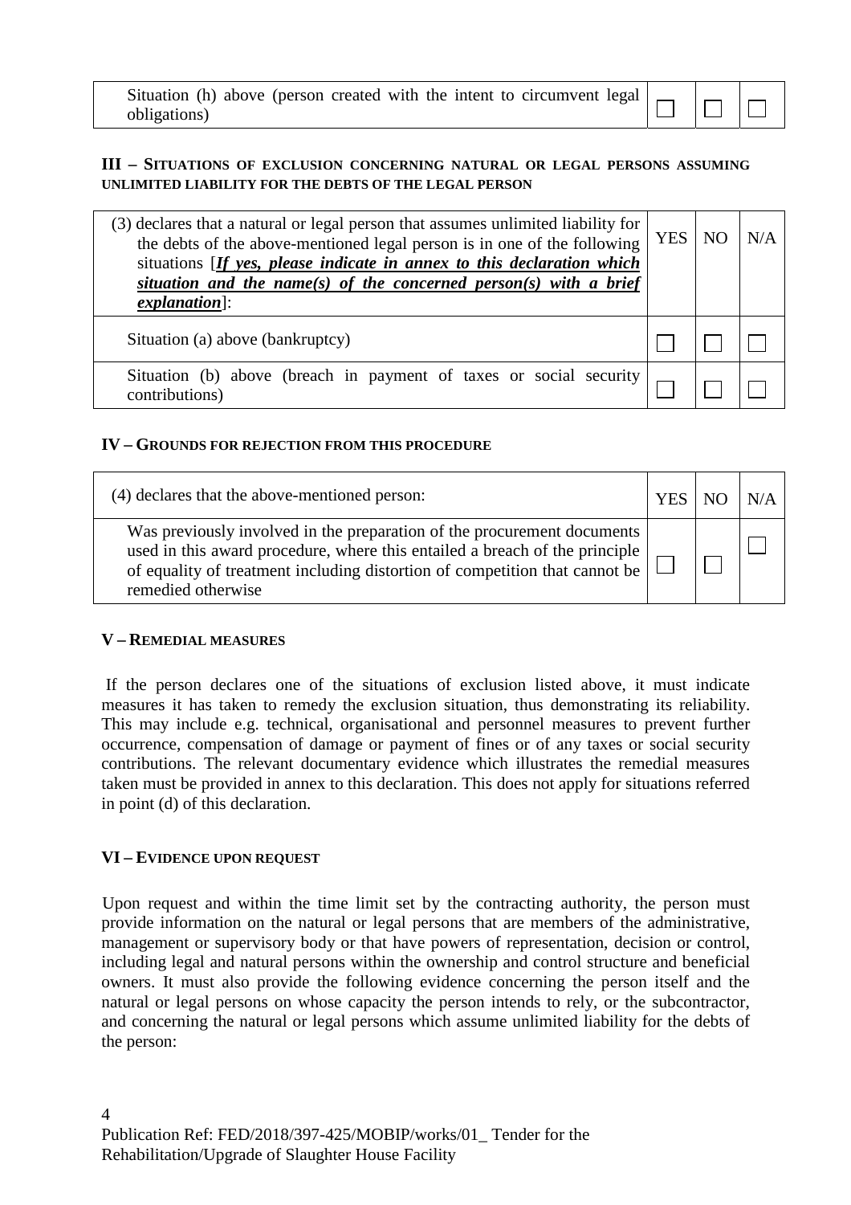| | | | |
|---|---|---|---|
| Situation (h) above (person created with the intent to circumvent legal obligations) | ☐ | ☐ | ☐ |

**III – SITUATIONS OF EXCLUSION CONCERNING NATURAL OR LEGAL PERSONS ASSUMING UNLIMITED LIABILITY FOR THE DEBTS OF THE LEGAL PERSON**

| (3) declares that a natural or legal person that assumes unlimited liability for the debts of the above-mentioned legal person is in one of the following situations [***If yes, please indicate in annex to this declaration which situation and the name(s) of the concerned person(s) with a brief explanation***]: | YES | NO | N/A |
|---|---|---|---|
| Situation (a) above (bankruptcy) | ☐ | ☐ | ☐ |
| Situation (b) above (breach in payment of taxes or social security contributions) | ☐ | ☐ | ☐ |

**IV – GROUNDS FOR REJECTION FROM THIS PROCEDURE**

| (4) declares that the above-mentioned person: | YES | NO | N/A |
|---|---|---|---|
| Was previously involved in the preparation of the procurement documents used in this award procedure, where this entailed a breach of the principle of equality of treatment including distortion of competition that cannot be remedied otherwise | ☐ | ☐ | ☐ |

**V – REMEDIAL MEASURES**

If the person declares one of the situations of exclusion listed above, it must indicate measures it has taken to remedy the exclusion situation, thus demonstrating its reliability. This may include e.g. technical, organisational and personnel measures to prevent further occurrence, compensation of damage or payment of fines or of any taxes or social security contributions. The relevant documentary evidence which illustrates the remedial measures taken must be provided in annex to this declaration. This does not apply for situations referred in point (d) of this declaration.

**VI – EVIDENCE UPON REQUEST**

Upon request and within the time limit set by the contracting authority, the person must provide information on the natural or legal persons that are members of the administrative, management or supervisory body or that have powers of representation, decision or control, including legal and natural persons within the ownership and control structure and beneficial owners. It must also provide the following evidence concerning the person itself and the natural or legal persons on whose capacity the person intends to rely, or the subcontractor, and concerning the natural or legal persons which assume unlimited liability for the debts of the person: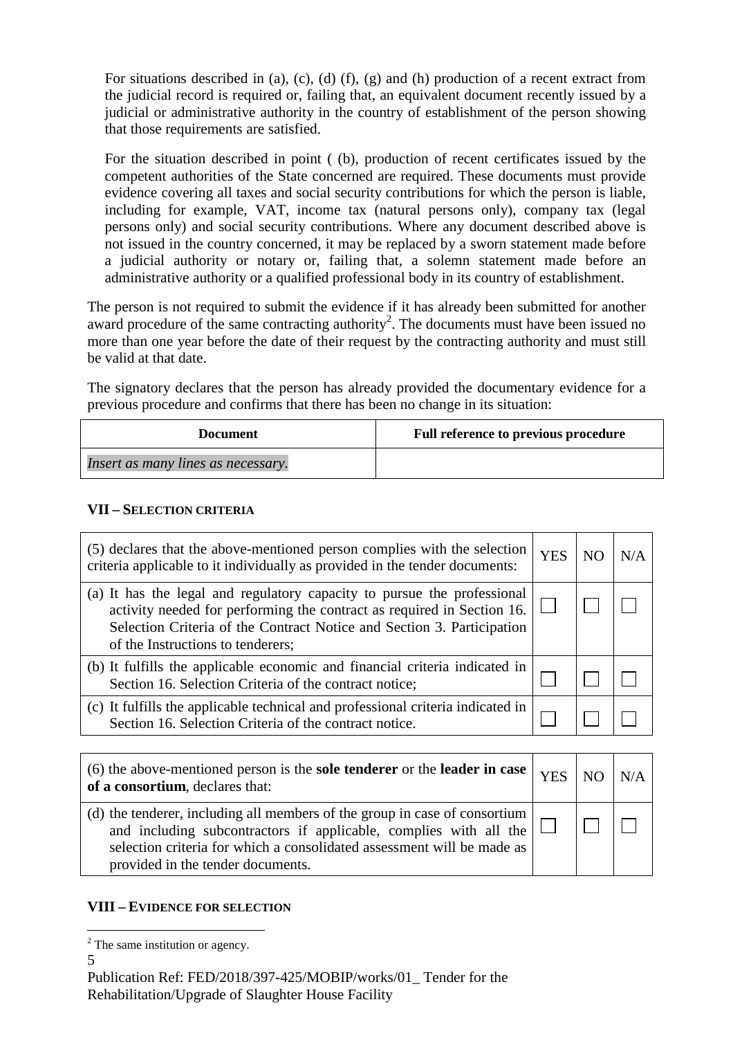For situations described in (a), (c), (d) (f), (g) and (h) production of a recent extract from the judicial record is required or, failing that, an equivalent document recently issued by a judicial or administrative authority in the country of establishment of the person showing that those requirements are satisfied.

For the situation described in point ( (b), production of recent certificates issued by the competent authorities of the State concerned are required. These documents must provide evidence covering all taxes and social security contributions for which the person is liable, including for example, VAT, income tax (natural persons only), company tax (legal persons only) and social security contributions. Where any document described above is not issued in the country concerned, it may be replaced by a sworn statement made before a judicial authority or notary or, failing that, a solemn statement made before an administrative authority or a qualified professional body in its country of establishment.

The person is not required to submit the evidence if it has already been submitted for another award procedure of the same contracting authority[2]. The documents must have been issued no more than one year before the date of their request by the contracting authority and must still be valid at that date.

The signatory declares that the person has already provided the documentary evidence for a previous procedure and confirms that there has been no change in its situation:

| Document | Full reference to previous procedure |
|---|---|
| *Insert as many lines as necessary.* | |

### VII – Selection criteria

| (5) declares that the above-mentioned person complies with the selection criteria applicable to it individually as provided in the tender documents: | YES | NO | N/A |
|---|---|---|---|
| (a) It has the legal and regulatory capacity to pursue the professional activity needed for performing the contract as required in Section 16. Selection Criteria of the Contract Notice and Section 3. Participation of the Instructions to tenderers; | ☐ | ☐ | ☐ |
| (b) It fulfills the applicable economic and financial criteria indicated in Section 16. Selection Criteria of the contract notice; | ☐ | ☐ | ☐ |
| (c) It fulfills the applicable technical and professional criteria indicated in Section 16. Selection Criteria of the contract notice. | ☐ | ☐ | ☐ |

| (6) the above-mentioned person is the **sole tenderer** or the **leader in case of a consortium**, declares that: | YES | NO | N/A |
|---|---|---|---|
| (d) the tenderer, including all members of the group in case of consortium and including subcontractors if applicable, complies with all the selection criteria for which a consolidated assessment will be made as provided in the tender documents. | ☐ | ☐ | ☐ |

### VIII – Evidence for selection

[2] The same institution or agency.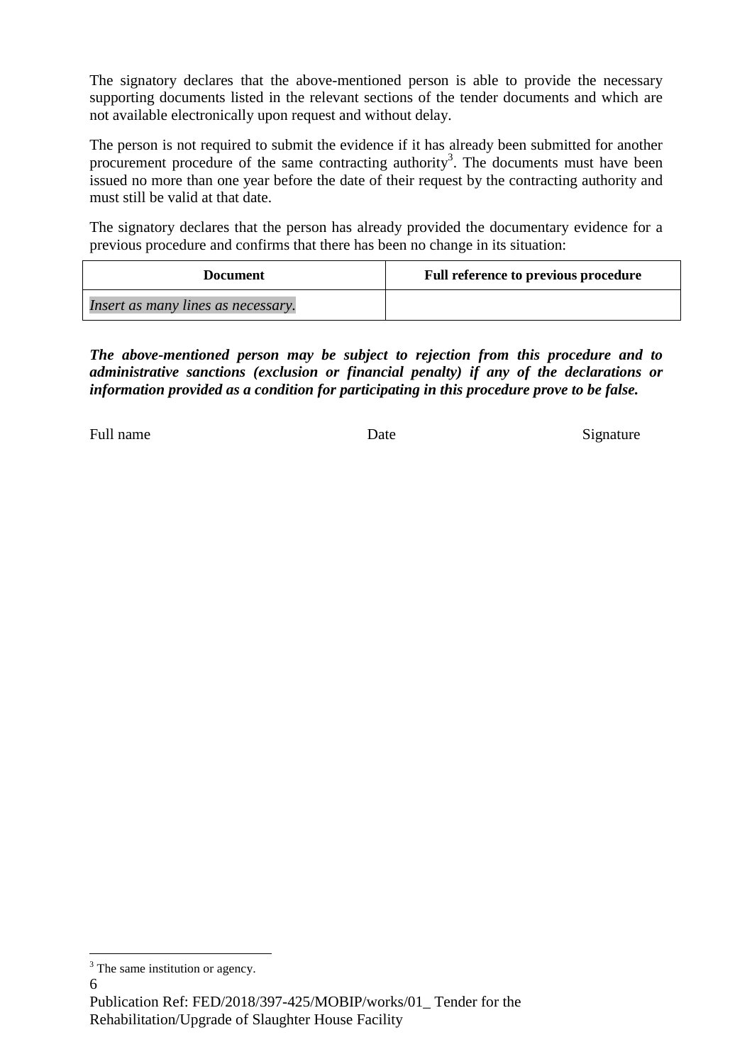The signatory declares that the above-mentioned person is able to provide the necessary supporting documents listed in the relevant sections of the tender documents and which are not available electronically upon request and without delay.

The person is not required to submit the evidence if it has already been submitted for another procurement procedure of the same contracting authority[3]. The documents must have been issued no more than one year before the date of their request by the contracting authority and must still be valid at that date.

The signatory declares that the person has already provided the documentary evidence for a previous procedure and confirms that there has been no change in its situation:

| Document | Full reference to previous procedure |
|---|---|
| *Insert as many lines as necessary.* | |

***The above-mentioned person may be subject to rejection from this procedure and to administrative sanctions (exclusion or financial penalty) if any of the declarations or information provided as a condition for participating in this procedure prove to be false.***

Full name　　　　　　　　　　　Date　　　　　　　　　　　Signature

[3] The same institution or agency.